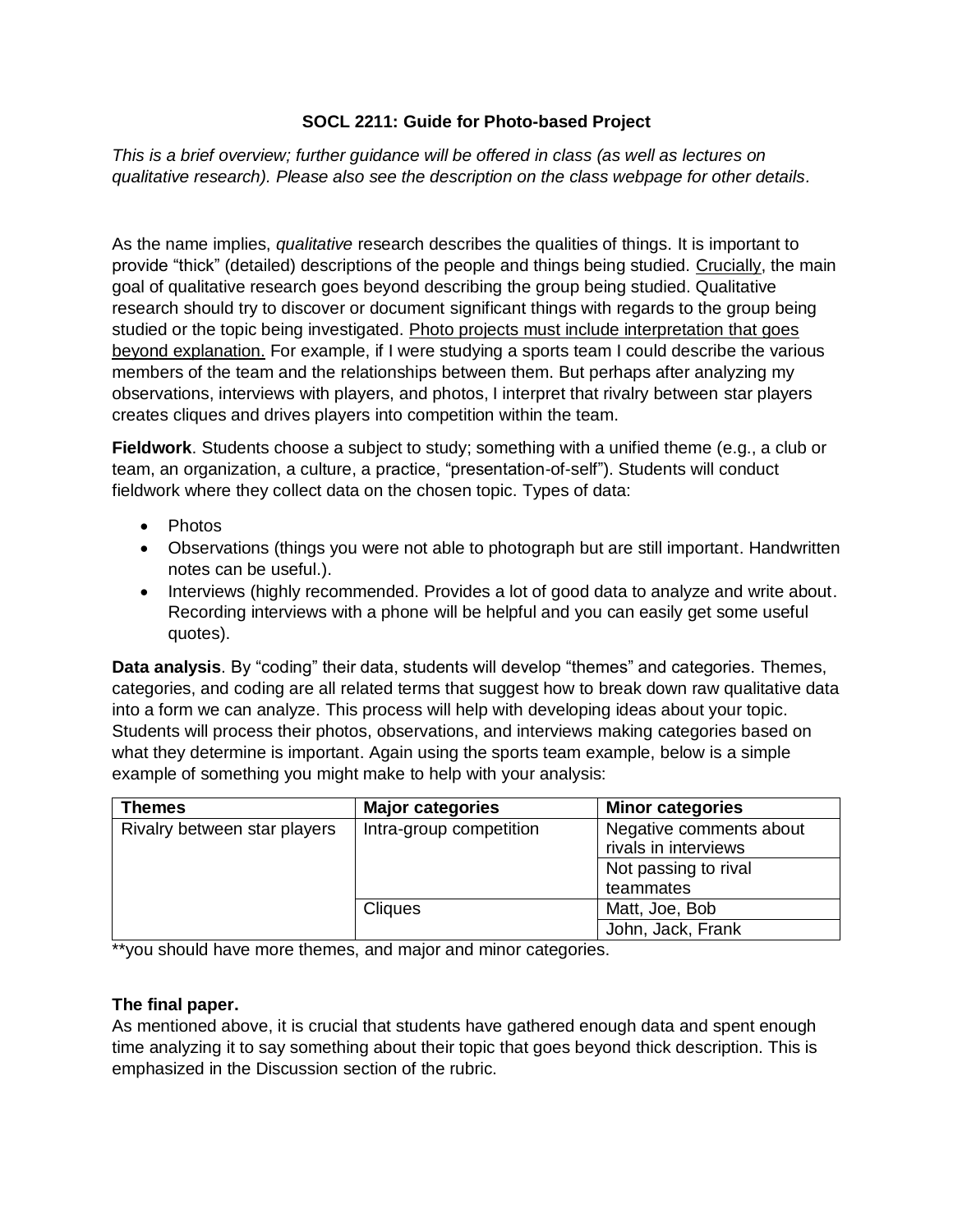# SOCL 2211: Guide for Photo-based Project

*This is a brief overview; further guidance will be offered in class (as well as lectures on qualitative research). Please also see the description on the class webpage for other details.*

As the name implies, *qualitative* research describes the qualities of things. It is important to provide "thick" (detailed) descriptions of the people and things being studied. <u>Crucially</u>, the main goal of qualitative research goes beyond describing the group being studied. Qualitative research should try to discover or document significant things with regards to the group being studied or the topic being investigated. <u>Photo projects must include interpretation that goes beyond explanation.</u> For example, if I were studying a sports team I could describe the various members of the team and the relationships between them. But perhaps after analyzing my observations, interviews with players, and photos, I interpret that rivalry between star players creates cliques and drives players into competition within the team.

**Fieldwork**. Students choose a subject to study; something with a unified theme (e.g., a club or team, an organization, a culture, a practice, "presentation-of-self"). Students will conduct fieldwork where they collect data on the chosen topic. Types of data:

- Photos
- Observations (things you were not able to photograph but are still important. Handwritten notes can be useful.).
- Interviews (highly recommended. Provides a lot of good data to analyze and write about. Recording interviews with a phone will be helpful and you can easily get some useful quotes).

**Data analysis**. By "coding" their data, students will develop "themes" and categories. Themes, categories, and coding are all related terms that suggest how to break down raw qualitative data into a form we can analyze. This process will help with developing ideas about your topic. Students will process their photos, observations, and interviews making categories based on what they determine is important. Again using the sports team example, below is a simple example of something you might make to help with your analysis:

| Themes | Major categories | Minor categories |
|---|---|---|
| Rivalry between star players | Intra-group competition | Negative comments about rivals in interviews |
| | | Not passing to rival teammates |
| | Cliques | Matt, Joe, Bob |
| | | John, Jack, Frank |

**you should have more themes, and major and minor categories.

**The final paper.**

As mentioned above, it is crucial that students have gathered enough data and spent enough time analyzing it to say something about their topic that goes beyond thick description. This is emphasized in the Discussion section of the rubric.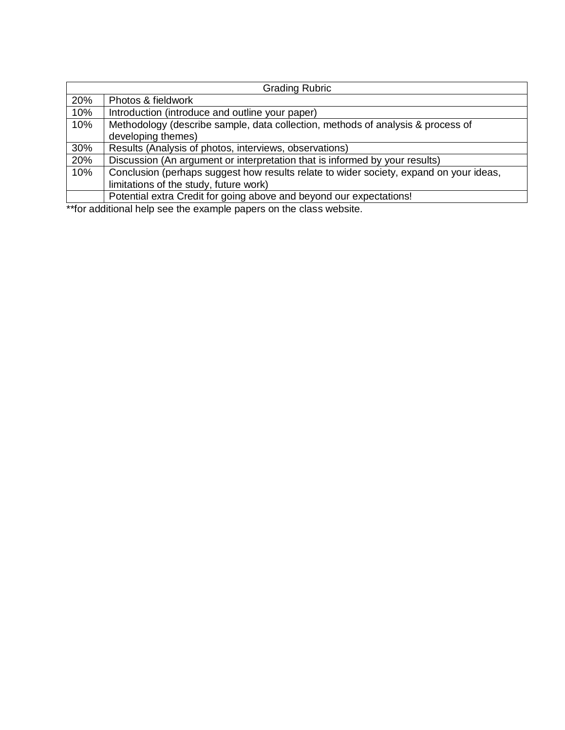| Grading Rubric | |
|---|---|
| 20% | Photos & fieldwork |
| 10% | Introduction (introduce and outline your paper) |
| 10% | Methodology (describe sample, data collection, methods of analysis & process of developing themes) |
| 30% | Results (Analysis of photos, interviews, observations) |
| 20% | Discussion (An argument or interpretation that is informed by your results) |
| 10% | Conclusion (perhaps suggest how results relate to wider society, expand on your ideas, limitations of the study, future work) |
| | Potential extra Credit for going above and beyond our expectations! |

**for additional help see the example papers on the class website.